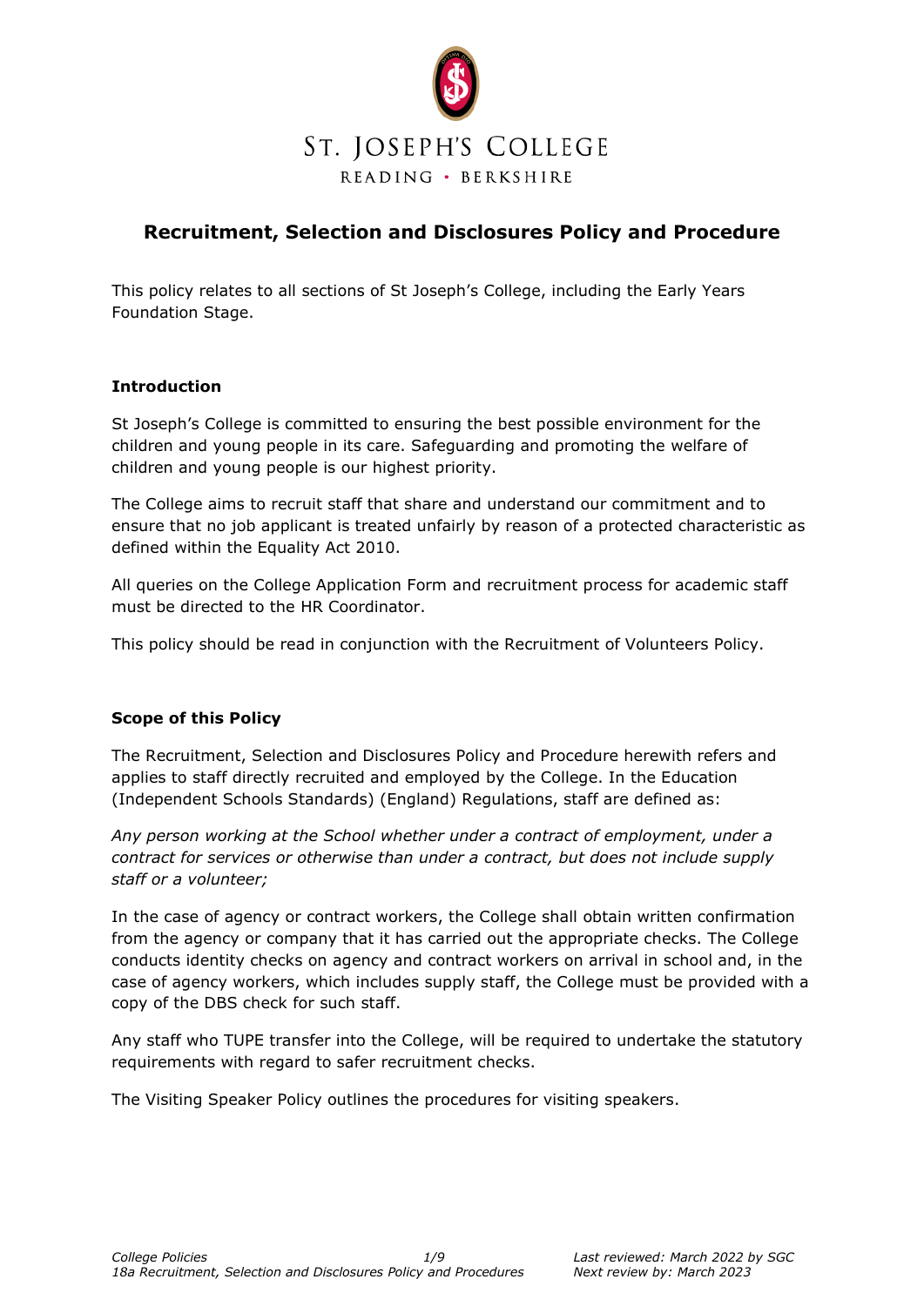ST. JOSEPH'S COLLEGE

READING · BERKSHIRE

# Recruitment, Selection and Disclosures Policy and Procedure

This policy relates to all sections of St Joseph's College, including the Early Years Foundation Stage.

## Introduction

St Joseph's College is committed to ensuring the best possible environment for the children and young people in its care. Safeguarding and promoting the welfare of children and young people is our highest priority.

The College aims to recruit staff that share and understand our commitment and to ensure that no job applicant is treated unfairly by reason of a protected characteristic as defined within the Equality Act 2010.

All queries on the College Application Form and recruitment process for academic staff must be directed to the HR Coordinator.

This policy should be read in conjunction with the Recruitment of Volunteers Policy.

## Scope of this Policy

The Recruitment, Selection and Disclosures Policy and Procedure herewith refers and applies to staff directly recruited and employed by the College. In the Education (Independent Schools Standards) (England) Regulations, staff are defined as:

*Any person working at the School whether under a contract of employment, under a contract for services or otherwise than under a contract, but does not include supply staff or a volunteer;*

In the case of agency or contract workers, the College shall obtain written confirmation from the agency or company that it has carried out the appropriate checks. The College conducts identity checks on agency and contract workers on arrival in school and, in the case of agency workers, which includes supply staff, the College must be provided with a copy of the DBS check for such staff.

Any staff who TUPE transfer into the College, will be required to undertake the statutory requirements with regard to safer recruitment checks.

The Visiting Speaker Policy outlines the procedures for visiting speakers.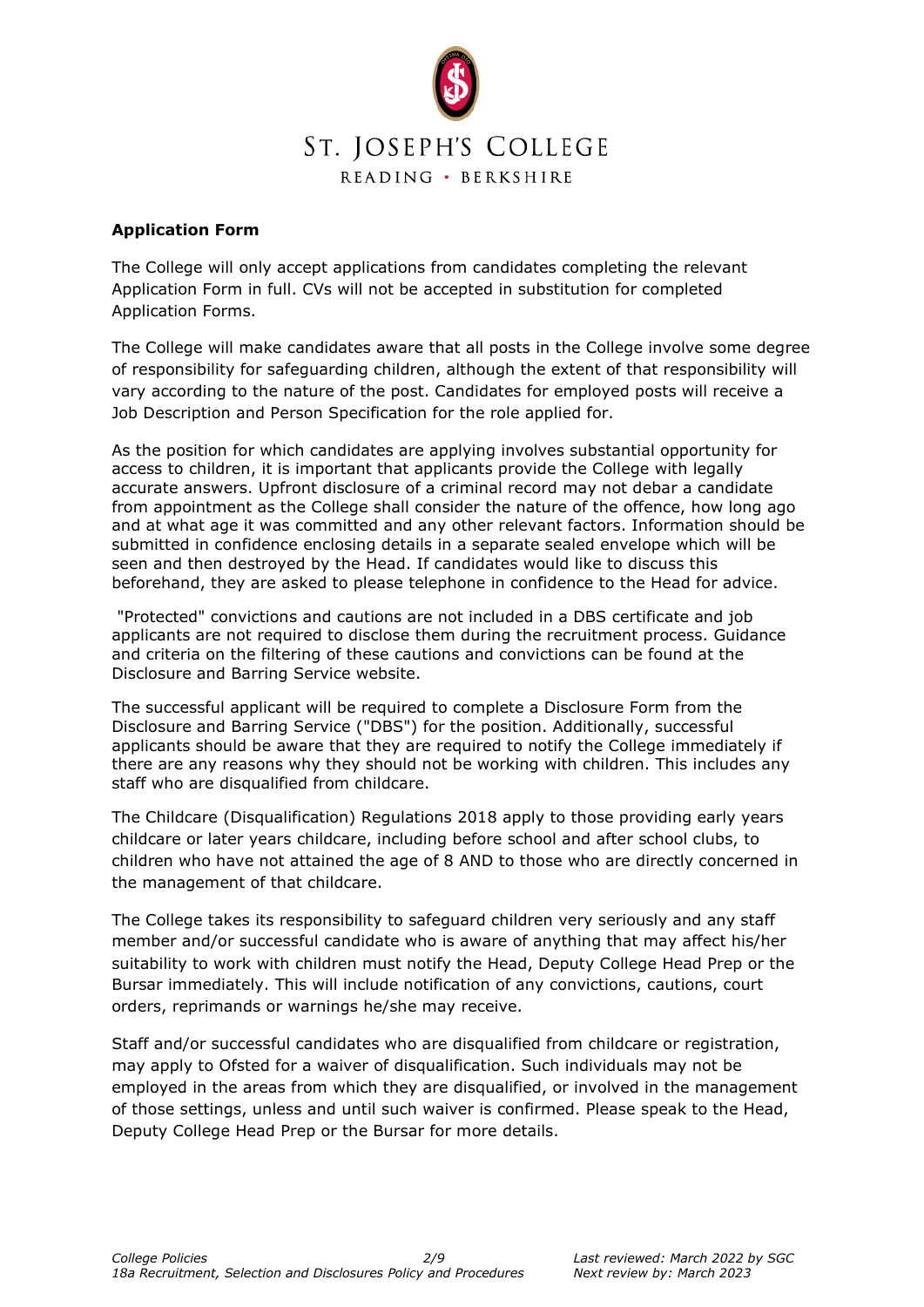**Application Form**

The College will only accept applications from candidates completing the relevant Application Form in full. CVs will not be accepted in substitution for completed Application Forms.

The College will make candidates aware that all posts in the College involve some degree of responsibility for safeguarding children, although the extent of that responsibility will vary according to the nature of the post. Candidates for employed posts will receive a Job Description and Person Specification for the role applied for.

As the position for which candidates are applying involves substantial opportunity for access to children, it is important that applicants provide the College with legally accurate answers. Upfront disclosure of a criminal record may not debar a candidate from appointment as the College shall consider the nature of the offence, how long ago and at what age it was committed and any other relevant factors. Information should be submitted in confidence enclosing details in a separate sealed envelope which will be seen and then destroyed by the Head. If candidates would like to discuss this beforehand, they are asked to please telephone in confidence to the Head for advice.

"Protected" convictions and cautions are not included in a DBS certificate and job applicants are not required to disclose them during the recruitment process. Guidance and criteria on the filtering of these cautions and convictions can be found at the Disclosure and Barring Service website.

The successful applicant will be required to complete a Disclosure Form from the Disclosure and Barring Service ("DBS") for the position. Additionally, successful applicants should be aware that they are required to notify the College immediately if there are any reasons why they should not be working with children. This includes any staff who are disqualified from childcare.

The Childcare (Disqualification) Regulations 2018 apply to those providing early years childcare or later years childcare, including before school and after school clubs, to children who have not attained the age of 8 AND to those who are directly concerned in the management of that childcare.

The College takes its responsibility to safeguard children very seriously and any staff member and/or successful candidate who is aware of anything that may affect his/her suitability to work with children must notify the Head, Deputy College Head Prep or the Bursar immediately. This will include notification of any convictions, cautions, court orders, reprimands or warnings he/she may receive.

Staff and/or successful candidates who are disqualified from childcare or registration, may apply to Ofsted for a waiver of disqualification. Such individuals may not be employed in the areas from which they are disqualified, or involved in the management of those settings, unless and until such waiver is confirmed. Please speak to the Head, Deputy College Head Prep or the Bursar for more details.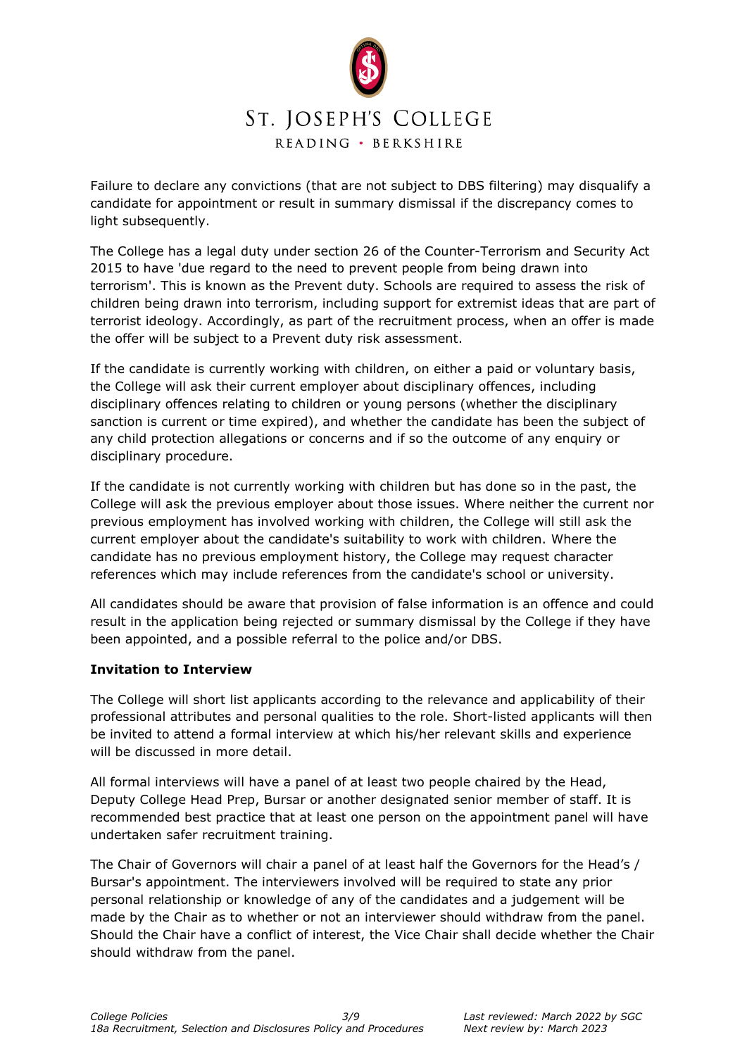Failure to declare any convictions (that are not subject to DBS filtering) may disqualify a candidate for appointment or result in summary dismissal if the discrepancy comes to light subsequently.

The College has a legal duty under section 26 of the Counter-Terrorism and Security Act 2015 to have 'due regard to the need to prevent people from being drawn into terrorism'. This is known as the Prevent duty. Schools are required to assess the risk of children being drawn into terrorism, including support for extremist ideas that are part of terrorist ideology. Accordingly, as part of the recruitment process, when an offer is made the offer will be subject to a Prevent duty risk assessment.

If the candidate is currently working with children, on either a paid or voluntary basis, the College will ask their current employer about disciplinary offences, including disciplinary offences relating to children or young persons (whether the disciplinary sanction is current or time expired), and whether the candidate has been the subject of any child protection allegations or concerns and if so the outcome of any enquiry or disciplinary procedure.

If the candidate is not currently working with children but has done so in the past, the College will ask the previous employer about those issues. Where neither the current nor previous employment has involved working with children, the College will still ask the current employer about the candidate's suitability to work with children. Where the candidate has no previous employment history, the College may request character references which may include references from the candidate's school or university.

All candidates should be aware that provision of false information is an offence and could result in the application being rejected or summary dismissal by the College if they have been appointed, and a possible referral to the police and/or DBS.

**Invitation to Interview**

The College will short list applicants according to the relevance and applicability of their professional attributes and personal qualities to the role. Short-listed applicants will then be invited to attend a formal interview at which his/her relevant skills and experience will be discussed in more detail.

All formal interviews will have a panel of at least two people chaired by the Head, Deputy College Head Prep, Bursar or another designated senior member of staff. It is recommended best practice that at least one person on the appointment panel will have undertaken safer recruitment training.

The Chair of Governors will chair a panel of at least half the Governors for the Head's / Bursar's appointment. The interviewers involved will be required to state any prior personal relationship or knowledge of any of the candidates and a judgement will be made by the Chair as to whether or not an interviewer should withdraw from the panel. Should the Chair have a conflict of interest, the Vice Chair shall decide whether the Chair should withdraw from the panel.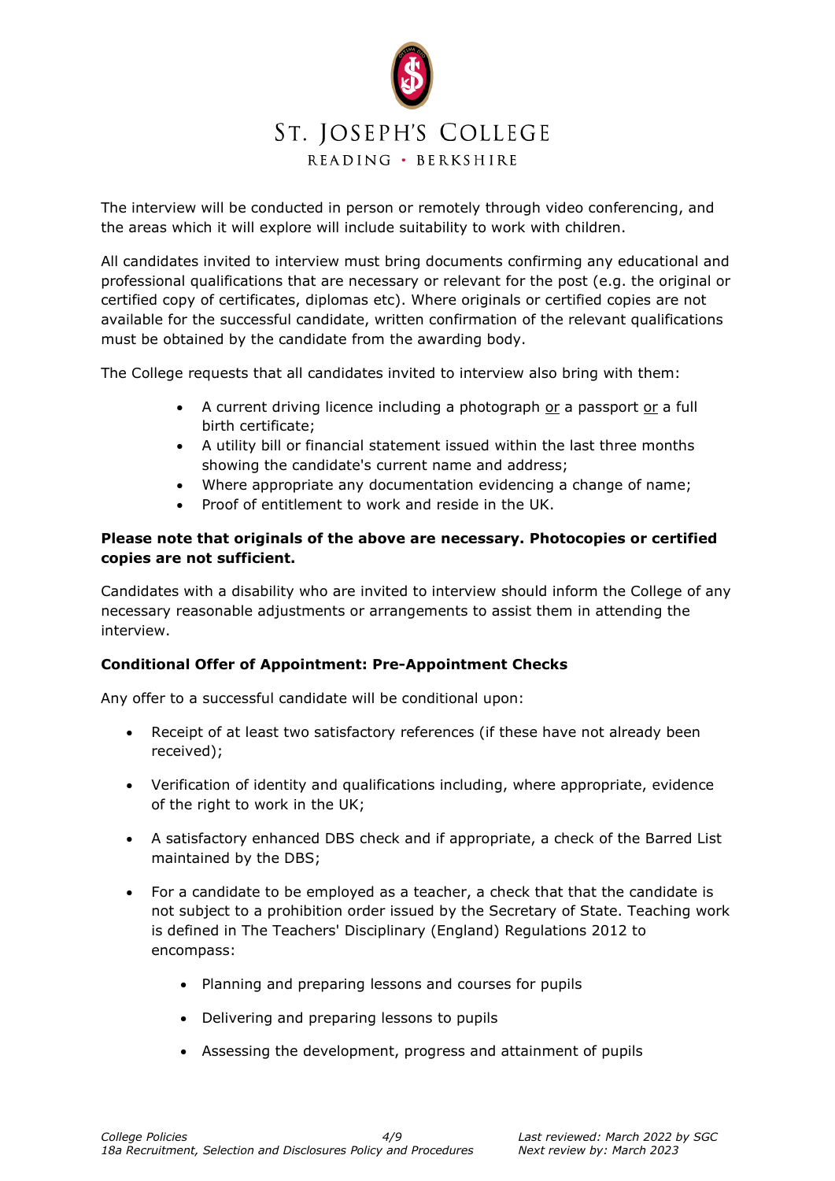The interview will be conducted in person or remotely through video conferencing, and the areas which it will explore will include suitability to work with children.

All candidates invited to interview must bring documents confirming any educational and professional qualifications that are necessary or relevant for the post (e.g. the original or certified copy of certificates, diplomas etc). Where originals or certified copies are not available for the successful candidate, written confirmation of the relevant qualifications must be obtained by the candidate from the awarding body.

The College requests that all candidates invited to interview also bring with them:

- A current driving licence including a photograph <u>or</u> a passport <u>or</u> a full birth certificate;
- A utility bill or financial statement issued within the last three months showing the candidate's current name and address;
- Where appropriate any documentation evidencing a change of name;
- Proof of entitlement to work and reside in the UK.

**Please note that originals of the above are necessary. Photocopies or certified copies are not sufficient.**

Candidates with a disability who are invited to interview should inform the College of any necessary reasonable adjustments or arrangements to assist them in attending the interview.

**Conditional Offer of Appointment: Pre-Appointment Checks**

Any offer to a successful candidate will be conditional upon:

- Receipt of at least two satisfactory references (if these have not already been received);
- Verification of identity and qualifications including, where appropriate, evidence of the right to work in the UK;
- A satisfactory enhanced DBS check and if appropriate, a check of the Barred List maintained by the DBS;
- For a candidate to be employed as a teacher, a check that that the candidate is not subject to a prohibition order issued by the Secretary of State. Teaching work is defined in The Teachers' Disciplinary (England) Regulations 2012 to encompass:
  - Planning and preparing lessons and courses for pupils
  - Delivering and preparing lessons to pupils
  - Assessing the development, progress and attainment of pupils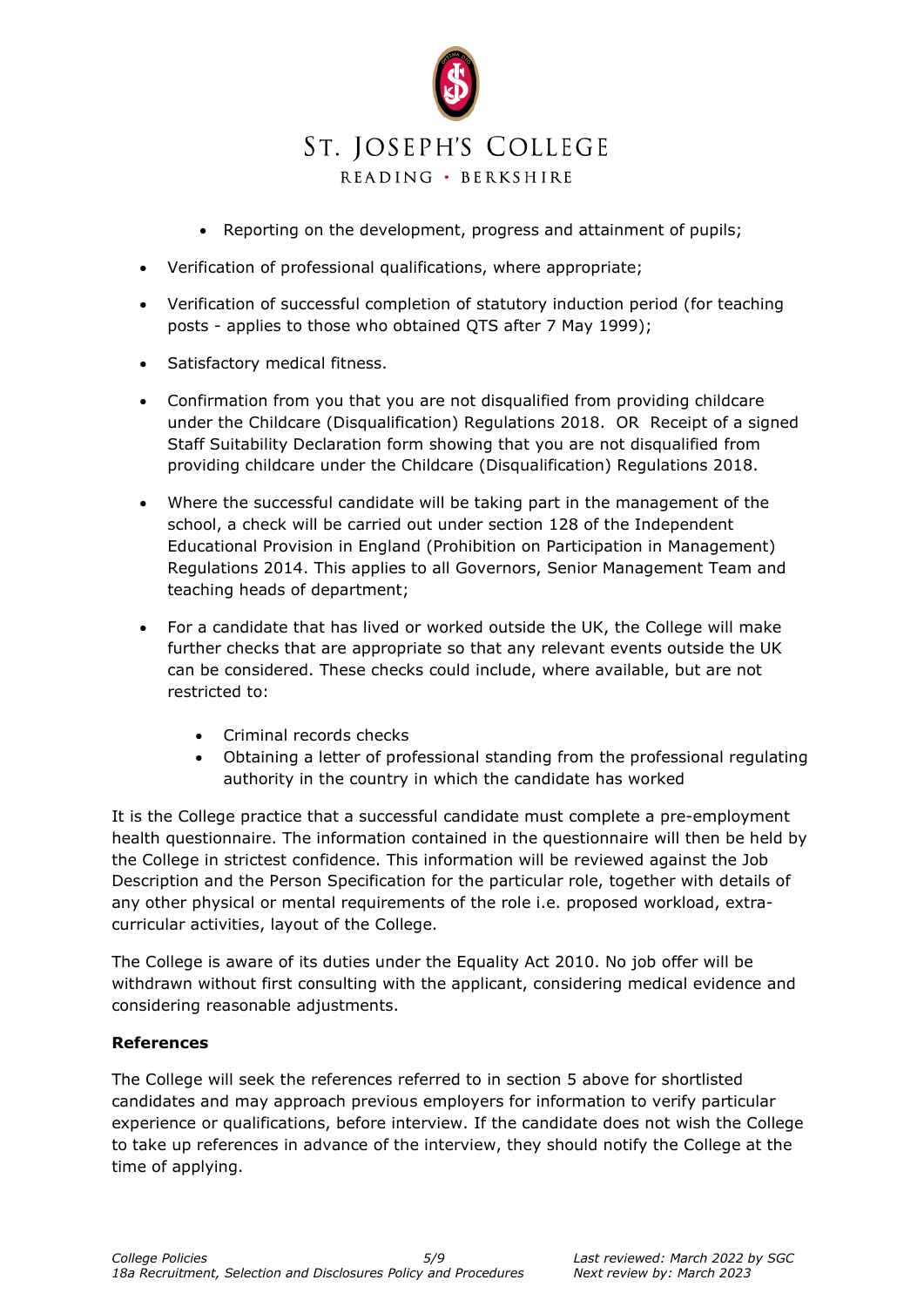- Reporting on the development, progress and attainment of pupils;
- Verification of professional qualifications, where appropriate;
- Verification of successful completion of statutory induction period (for teaching posts - applies to those who obtained QTS after 7 May 1999);
- Satisfactory medical fitness.
- Confirmation from you that you are not disqualified from providing childcare under the Childcare (Disqualification) Regulations 2018. OR Receipt of a signed Staff Suitability Declaration form showing that you are not disqualified from providing childcare under the Childcare (Disqualification) Regulations 2018.
- Where the successful candidate will be taking part in the management of the school, a check will be carried out under section 128 of the Independent Educational Provision in England (Prohibition on Participation in Management) Regulations 2014. This applies to all Governors, Senior Management Team and teaching heads of department;
- For a candidate that has lived or worked outside the UK, the College will make further checks that are appropriate so that any relevant events outside the UK can be considered. These checks could include, where available, but are not restricted to:
    - Criminal records checks
    - Obtaining a letter of professional standing from the professional regulating authority in the country in which the candidate has worked

It is the College practice that a successful candidate must complete a pre-employment health questionnaire. The information contained in the questionnaire will then be held by the College in strictest confidence. This information will be reviewed against the Job Description and the Person Specification for the particular role, together with details of any other physical or mental requirements of the role i.e. proposed workload, extra-curricular activities, layout of the College.

The College is aware of its duties under the Equality Act 2010. No job offer will be withdrawn without first consulting with the applicant, considering medical evidence and considering reasonable adjustments.

**References**

The College will seek the references referred to in section 5 above for shortlisted candidates and may approach previous employers for information to verify particular experience or qualifications, before interview. If the candidate does not wish the College to take up references in advance of the interview, they should notify the College at the time of applying.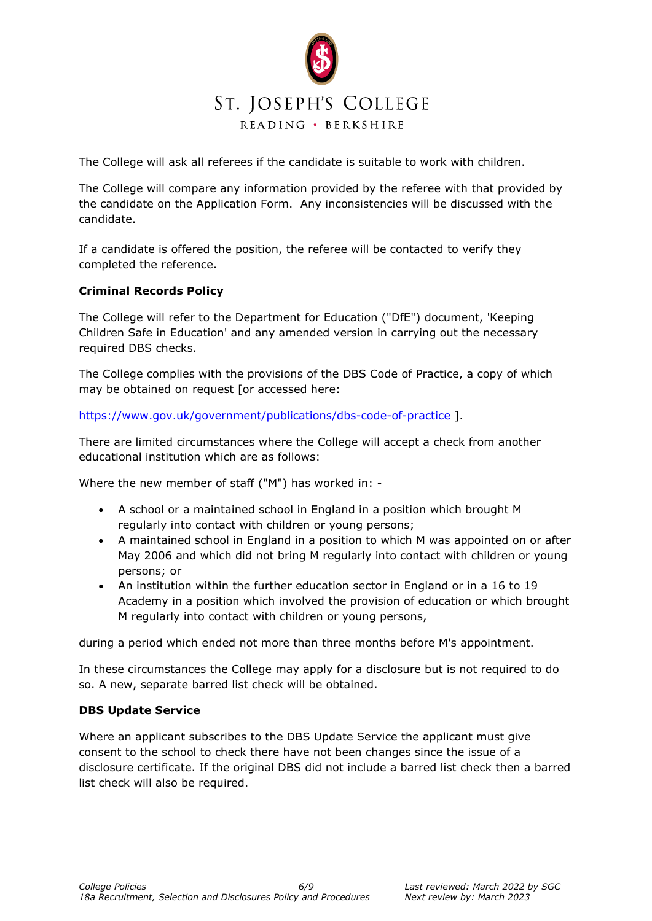The College will ask all referees if the candidate is suitable to work with children.

The College will compare any information provided by the referee with that provided by the candidate on the Application Form. Any inconsistencies will be discussed with the candidate.

If a candidate is offered the position, the referee will be contacted to verify they completed the reference.

**Criminal Records Policy**

The College will refer to the Department for Education ("DfE") document, 'Keeping Children Safe in Education' and any amended version in carrying out the necessary required DBS checks.

The College complies with the provisions of the DBS Code of Practice, a copy of which may be obtained on request [or accessed here:

https://www.gov.uk/government/publications/dbs-code-of-practice ].

There are limited circumstances where the College will accept a check from another educational institution which are as follows:

Where the new member of staff ("M") has worked in: -

- A school or a maintained school in England in a position which brought M regularly into contact with children or young persons;
- A maintained school in England in a position to which M was appointed on or after May 2006 and which did not bring M regularly into contact with children or young persons; or
- An institution within the further education sector in England or in a 16 to 19 Academy in a position which involved the provision of education or which brought M regularly into contact with children or young persons,

during a period which ended not more than three months before M's appointment.

In these circumstances the College may apply for a disclosure but is not required to do so. A new, separate barred list check will be obtained.

**DBS Update Service**

Where an applicant subscribes to the DBS Update Service the applicant must give consent to the school to check there have not been changes since the issue of a disclosure certificate. If the original DBS did not include a barred list check then a barred list check will also be required.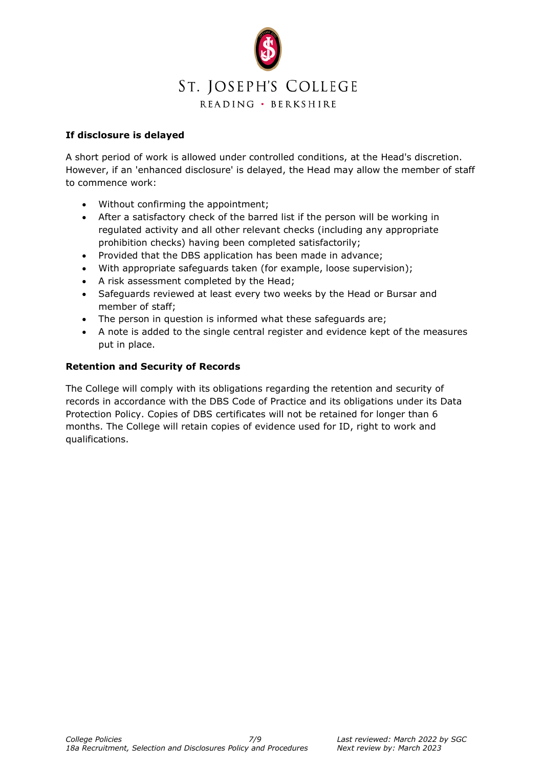#### If disclosure is delayed

A short period of work is allowed under controlled conditions, at the Head's discretion. However, if an 'enhanced disclosure' is delayed, the Head may allow the member of staff to commence work:

- Without confirming the appointment;
- After a satisfactory check of the barred list if the person will be working in regulated activity and all other relevant checks (including any appropriate prohibition checks) having been completed satisfactorily;
- Provided that the DBS application has been made in advance;
- With appropriate safeguards taken (for example, loose supervision);
- A risk assessment completed by the Head;
- Safeguards reviewed at least every two weeks by the Head or Bursar and member of staff;
- The person in question is informed what these safeguards are;
- A note is added to the single central register and evidence kept of the measures put in place.

#### Retention and Security of Records

The College will comply with its obligations regarding the retention and security of records in accordance with the DBS Code of Practice and its obligations under its Data Protection Policy. Copies of DBS certificates will not be retained for longer than 6 months. The College will retain copies of evidence used for ID, right to work and qualifications.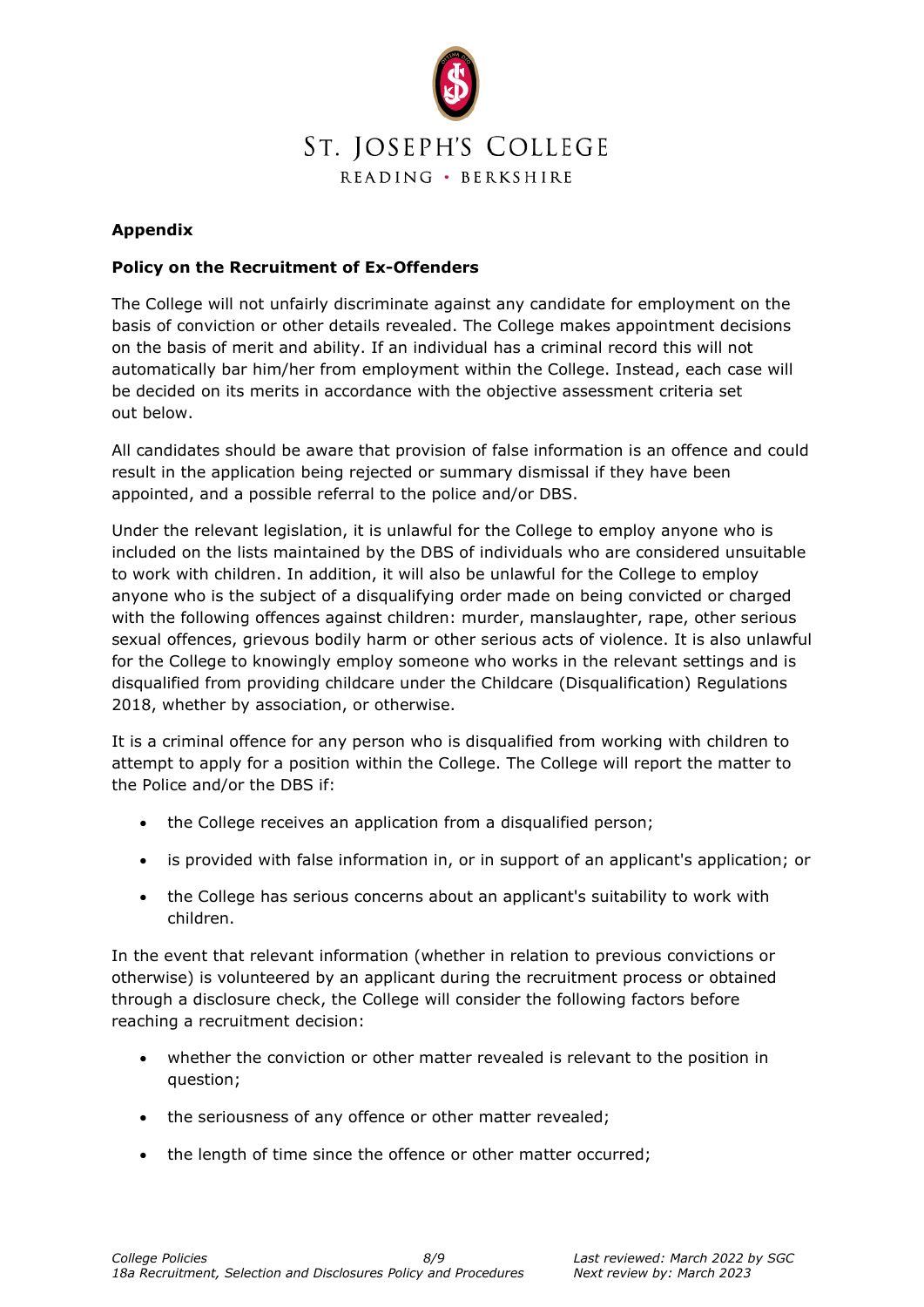## Appendix

### Policy on the Recruitment of Ex-Offenders

The College will not unfairly discriminate against any candidate for employment on the basis of conviction or other details revealed. The College makes appointment decisions on the basis of merit and ability. If an individual has a criminal record this will not automatically bar him/her from employment within the College. Instead, each case will be decided on its merits in accordance with the objective assessment criteria set out below.

All candidates should be aware that provision of false information is an offence and could result in the application being rejected or summary dismissal if they have been appointed, and a possible referral to the police and/or DBS.

Under the relevant legislation, it is unlawful for the College to employ anyone who is included on the lists maintained by the DBS of individuals who are considered unsuitable to work with children. In addition, it will also be unlawful for the College to employ anyone who is the subject of a disqualifying order made on being convicted or charged with the following offences against children: murder, manslaughter, rape, other serious sexual offences, grievous bodily harm or other serious acts of violence. It is also unlawful for the College to knowingly employ someone who works in the relevant settings and is disqualified from providing childcare under the Childcare (Disqualification) Regulations 2018, whether by association, or otherwise.

It is a criminal offence for any person who is disqualified from working with children to attempt to apply for a position within the College. The College will report the matter to the Police and/or the DBS if:

- the College receives an application from a disqualified person;
- is provided with false information in, or in support of an applicant's application; or
- the College has serious concerns about an applicant's suitability to work with children.

In the event that relevant information (whether in relation to previous convictions or otherwise) is volunteered by an applicant during the recruitment process or obtained through a disclosure check, the College will consider the following factors before reaching a recruitment decision:

- whether the conviction or other matter revealed is relevant to the position in question;
- the seriousness of any offence or other matter revealed;
- the length of time since the offence or other matter occurred;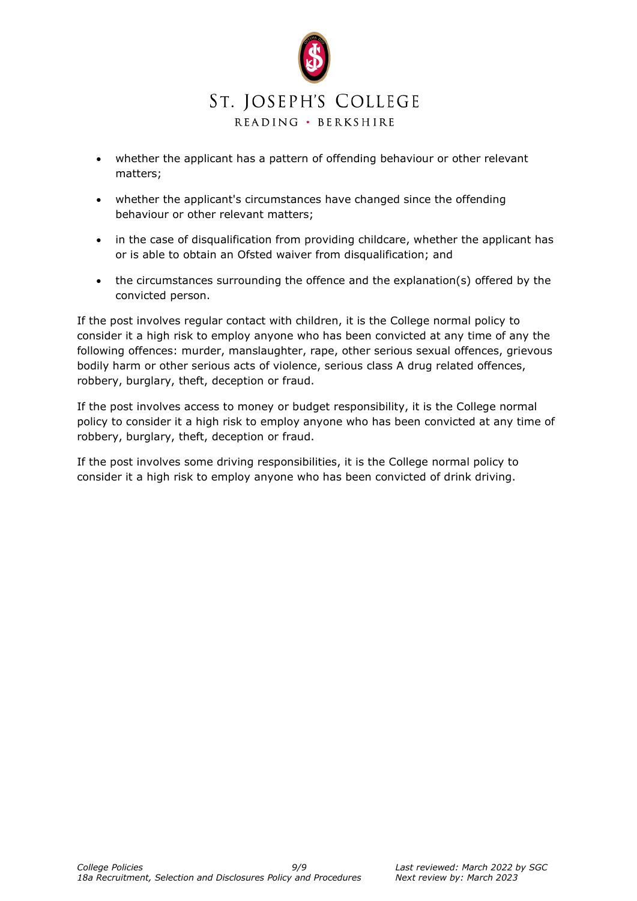- whether the applicant has a pattern of offending behaviour or other relevant matters;
- whether the applicant's circumstances have changed since the offending behaviour or other relevant matters;
- in the case of disqualification from providing childcare, whether the applicant has or is able to obtain an Ofsted waiver from disqualification; and
- the circumstances surrounding the offence and the explanation(s) offered by the convicted person.

If the post involves regular contact with children, it is the College normal policy to consider it a high risk to employ anyone who has been convicted at any time of any the following offences: murder, manslaughter, rape, other serious sexual offences, grievous bodily harm or other serious acts of violence, serious class A drug related offences, robbery, burglary, theft, deception or fraud.

If the post involves access to money or budget responsibility, it is the College normal policy to consider it a high risk to employ anyone who has been convicted at any time of robbery, burglary, theft, deception or fraud.

If the post involves some driving responsibilities, it is the College normal policy to consider it a high risk to employ anyone who has been convicted of drink driving.